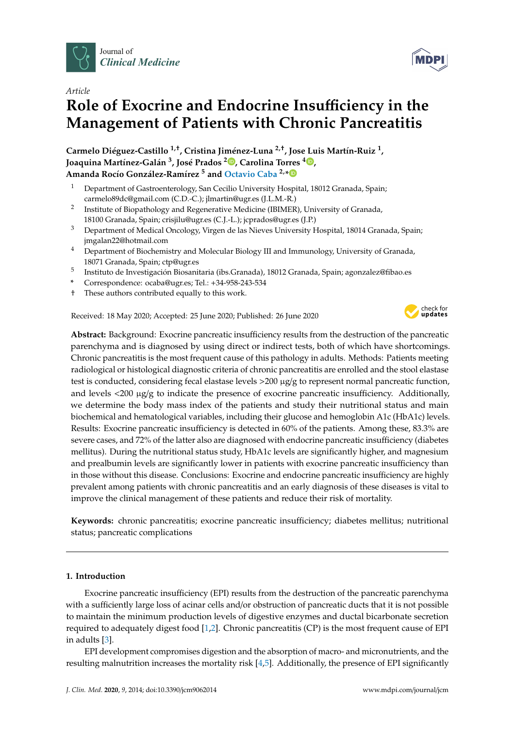Journal of *Clinical Medicine*

*Article*

# Role of Exocrine and Endocrine Insufficiency in the Management of Patients with Chronic Pancreatitis

**Carmelo Diéguez-Castillo [1,†], Cristina Jiménez-Luna [2,†], Jose Luis Martín-Ruiz [1], Joaquina Martínez-Galán [3], José Prados [2], Carolina Torres [4], Amanda Rocío González-Ramírez [5] and Octavio Caba [2,*]**

1. Department of Gastroenterology, San Cecilio University Hospital, 18012 Granada, Spain; carmelo89dc@gmail.com (C.D.-C.); jlmartin@ugr.es (J.L.M.-R.)
2. Institute of Biopathology and Regenerative Medicine (IBIMER), University of Granada, 18100 Granada, Spain; crisjilu@ugr.es (C.J.-L.); jcprados@ugr.es (J.P.)
3. Department of Medical Oncology, Virgen de las Nieves University Hospital, 18014 Granada, Spain; jmgalan22@hotmail.com
4. Department of Biochemistry and Molecular Biology III and Immunology, University of Granada, 18071 Granada, Spain; ctp@ugr.es
5. Instituto de Investigación Biosanitaria (ibs.Granada), 18012 Granada, Spain; agonzalez@fibao.es

\* Correspondence: ocaba@ugr.es; Tel.: +34-958-243-534

† These authors contributed equally to this work.

Received: 18 May 2020; Accepted: 25 June 2020; Published: 26 June 2020

**Abstract:** Background: Exocrine pancreatic insufficiency results from the destruction of the pancreatic parenchyma and is diagnosed by using direct or indirect tests, both of which have shortcomings. Chronic pancreatitis is the most frequent cause of this pathology in adults. Methods: Patients meeting radiological or histological diagnostic criteria of chronic pancreatitis are enrolled and the stool elastase test is conducted, considering fecal elastase levels >200 μg/g to represent normal pancreatic function, and levels <200 μg/g to indicate the presence of exocrine pancreatic insufficiency. Additionally, we determine the body mass index of the patients and study their nutritional status and main biochemical and hematological variables, including their glucose and hemoglobin A1c (HbA1c) levels. Results: Exocrine pancreatic insufficiency is detected in 60% of the patients. Among these, 83.3% are severe cases, and 72% of the latter also are diagnosed with endocrine pancreatic insufficiency (diabetes mellitus). During the nutritional status study, HbA1c levels are significantly higher, and magnesium and prealbumin levels are significantly lower in patients with exocrine pancreatic insufficiency than in those without this disease. Conclusions: Exocrine and endocrine pancreatic insufficiency are highly prevalent among patients with chronic pancreatitis and an early diagnosis of these diseases is vital to improve the clinical management of these patients and reduce their risk of mortality.

**Keywords:** chronic pancreatitis; exocrine pancreatic insufficiency; diabetes mellitus; nutritional status; pancreatic complications

## 1. Introduction

Exocrine pancreatic insufficiency (EPI) results from the destruction of the pancreatic parenchyma with a sufficiently large loss of acinar cells and/or obstruction of pancreatic ducts that it is not possible to maintain the minimum production levels of digestive enzymes and ductal bicarbonate secretion required to adequately digest food [1,2]. Chronic pancreatitis (CP) is the most frequent cause of EPI in adults [3].

EPI development compromises digestion and the absorption of macro- and micronutrients, and the resulting malnutrition increases the mortality risk [4,5]. Additionally, the presence of EPI significantly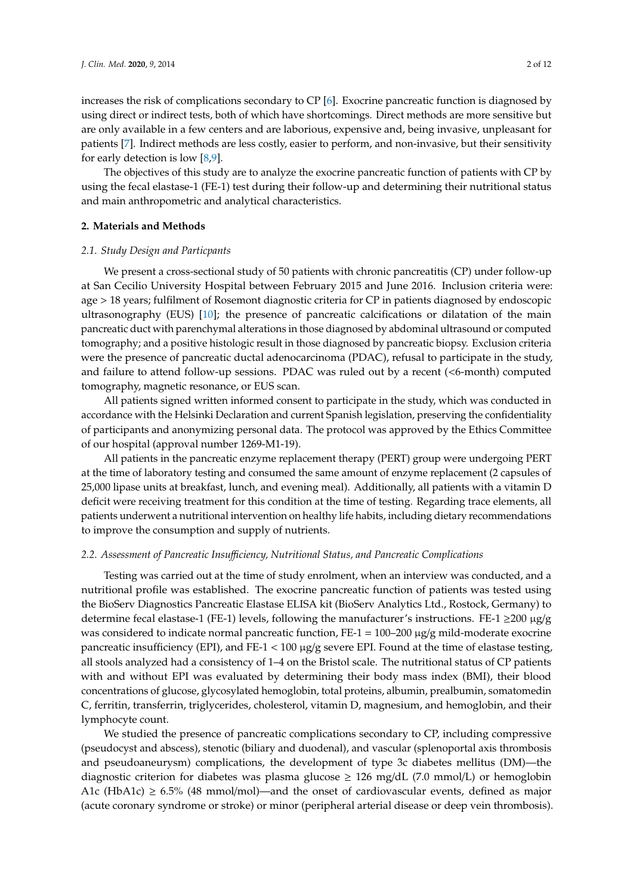increases the risk of complications secondary to CP [6]. Exocrine pancreatic function is diagnosed by using direct or indirect tests, both of which have shortcomings. Direct methods are more sensitive but are only available in a few centers and are laborious, expensive and, being invasive, unpleasant for patients [7]. Indirect methods are less costly, easier to perform, and non-invasive, but their sensitivity for early detection is low [8,9].

The objectives of this study are to analyze the exocrine pancreatic function of patients with CP by using the fecal elastase-1 (FE-1) test during their follow-up and determining their nutritional status and main anthropometric and analytical characteristics.

## 2. Materials and Methods

### *2.1. Study Design and Particpants*

We present a cross-sectional study of 50 patients with chronic pancreatitis (CP) under follow-up at San Cecilio University Hospital between February 2015 and June 2016. Inclusion criteria were: age > 18 years; fulfilment of Rosemont diagnostic criteria for CP in patients diagnosed by endoscopic ultrasonography (EUS) [10]; the presence of pancreatic calcifications or dilatation of the main pancreatic duct with parenchymal alterations in those diagnosed by abdominal ultrasound or computed tomography; and a positive histologic result in those diagnosed by pancreatic biopsy. Exclusion criteria were the presence of pancreatic ductal adenocarcinoma (PDAC), refusal to participate in the study, and failure to attend follow-up sessions. PDAC was ruled out by a recent (<6-month) computed tomography, magnetic resonance, or EUS scan.

All patients signed written informed consent to participate in the study, which was conducted in accordance with the Helsinki Declaration and current Spanish legislation, preserving the confidentiality of participants and anonymizing personal data. The protocol was approved by the Ethics Committee of our hospital (approval number 1269-M1-19).

All patients in the pancreatic enzyme replacement therapy (PERT) group were undergoing PERT at the time of laboratory testing and consumed the same amount of enzyme replacement (2 capsules of 25,000 lipase units at breakfast, lunch, and evening meal). Additionally, all patients with a vitamin D deficit were receiving treatment for this condition at the time of testing. Regarding trace elements, all patients underwent a nutritional intervention on healthy life habits, including dietary recommendations to improve the consumption and supply of nutrients.

### *2.2. Assessment of Pancreatic Insufficiency, Nutritional Status, and Pancreatic Complications*

Testing was carried out at the time of study enrolment, when an interview was conducted, and a nutritional profile was established. The exocrine pancreatic function of patients was tested using the BioServ Diagnostics Pancreatic Elastase ELISA kit (BioServ Analytics Ltd., Rostock, Germany) to determine fecal elastase-1 (FE-1) levels, following the manufacturer's instructions. FE-1 ≥200 μg/g was considered to indicate normal pancreatic function, FE-1 = 100–200 μg/g mild-moderate exocrine pancreatic insufficiency (EPI), and FE-1 < 100 μg/g severe EPI. Found at the time of elastase testing, all stools analyzed had a consistency of 1–4 on the Bristol scale. The nutritional status of CP patients with and without EPI was evaluated by determining their body mass index (BMI), their blood concentrations of glucose, glycosylated hemoglobin, total proteins, albumin, prealbumin, somatomedin C, ferritin, transferrin, triglycerides, cholesterol, vitamin D, magnesium, and hemoglobin, and their lymphocyte count.

We studied the presence of pancreatic complications secondary to CP, including compressive (pseudocyst and abscess), stenotic (biliary and duodenal), and vascular (splenoportal axis thrombosis and pseudoaneurysm) complications, the development of type 3c diabetes mellitus (DM)—the diagnostic criterion for diabetes was plasma glucose ≥ 126 mg/dL (7.0 mmol/L) or hemoglobin A1c (HbA1c) ≥ 6.5% (48 mmol/mol)—and the onset of cardiovascular events, defined as major (acute coronary syndrome or stroke) or minor (peripheral arterial disease or deep vein thrombosis).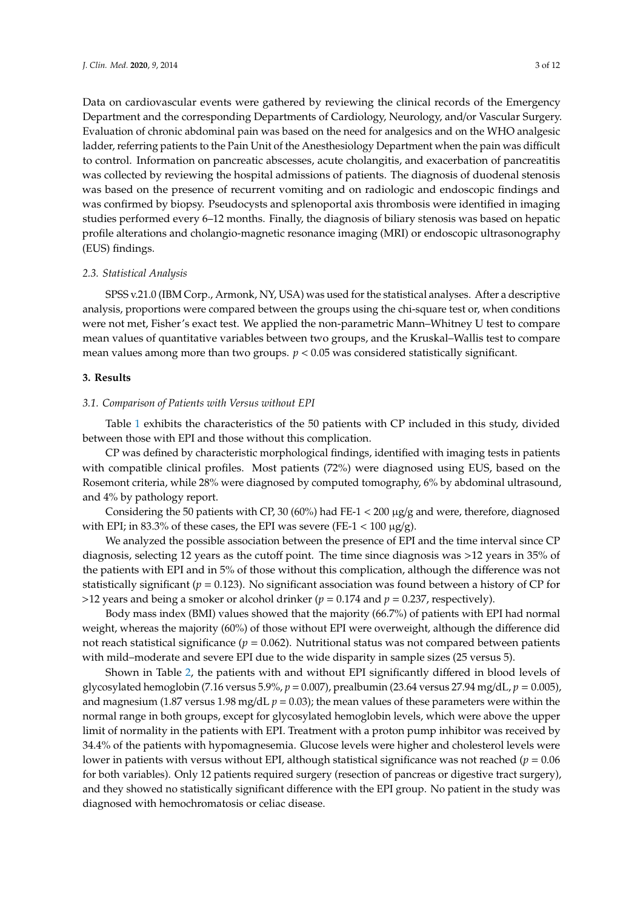Data on cardiovascular events were gathered by reviewing the clinical records of the Emergency Department and the corresponding Departments of Cardiology, Neurology, and/or Vascular Surgery. Evaluation of chronic abdominal pain was based on the need for analgesics and on the WHO analgesic ladder, referring patients to the Pain Unit of the Anesthesiology Department when the pain was difficult to control. Information on pancreatic abscesses, acute cholangitis, and exacerbation of pancreatitis was collected by reviewing the hospital admissions of patients. The diagnosis of duodenal stenosis was based on the presence of recurrent vomiting and on radiologic and endoscopic findings and was confirmed by biopsy. Pseudocysts and splenoportal axis thrombosis were identified in imaging studies performed every 6–12 months. Finally, the diagnosis of biliary stenosis was based on hepatic profile alterations and cholangio-magnetic resonance imaging (MRI) or endoscopic ultrasonography (EUS) findings.

### *2.3. Statistical Analysis*

SPSS v.21.0 (IBM Corp., Armonk, NY, USA) was used for the statistical analyses. After a descriptive analysis, proportions were compared between the groups using the chi-square test or, when conditions were not met, Fisher's exact test. We applied the non-parametric Mann–Whitney U test to compare mean values of quantitative variables between two groups, and the Kruskal–Wallis test to compare mean values among more than two groups. $p < 0.05$ was considered statistically significant.

## **3. Results**

### *3.1. Comparison of Patients with Versus without EPI*

Table 1 exhibits the characteristics of the 50 patients with CP included in this study, divided between those with EPI and those without this complication.

CP was defined by characteristic morphological findings, identified with imaging tests in patients with compatible clinical profiles. Most patients (72%) were diagnosed using EUS, based on the Rosemont criteria, while 28% were diagnosed by computed tomography, 6% by abdominal ultrasound, and 4% by pathology report.

Considering the 50 patients with CP, 30 (60%) had FE-1 < 200 μg/g and were, therefore, diagnosed with EPI; in 83.3% of these cases, the EPI was severe (FE-1 < 100 μg/g).

We analyzed the possible association between the presence of EPI and the time interval since CP diagnosis, selecting 12 years as the cutoff point. The time since diagnosis was >12 years in 35% of the patients with EPI and in 5% of those without this complication, although the difference was not statistically significant ($p = 0.123$). No significant association was found between a history of CP for >12 years and being a smoker or alcohol drinker ($p = 0.174$ and $p = 0.237$, respectively).

Body mass index (BMI) values showed that the majority (66.7%) of patients with EPI had normal weight, whereas the majority (60%) of those without EPI were overweight, although the difference did not reach statistical significance ($p = 0.062$). Nutritional status was not compared between patients with mild–moderate and severe EPI due to the wide disparity in sample sizes (25 versus 5).

Shown in Table 2, the patients with and without EPI significantly differed in blood levels of glycosylated hemoglobin (7.16 versus 5.9%, $p = 0.007$), prealbumin (23.64 versus 27.94 mg/dL, $p = 0.005$), and magnesium (1.87 versus 1.98 mg/dL $p = 0.03$); the mean values of these parameters were within the normal range in both groups, except for glycosylated hemoglobin levels, which were above the upper limit of normality in the patients with EPI. Treatment with a proton pump inhibitor was received by 34.4% of the patients with hypomagnesemia. Glucose levels were higher and cholesterol levels were lower in patients with versus without EPI, although statistical significance was not reached ($p = 0.06$ for both variables). Only 12 patients required surgery (resection of pancreas or digestive tract surgery), and they showed no statistically significant difference with the EPI group. No patient in the study was diagnosed with hemochromatosis or celiac disease.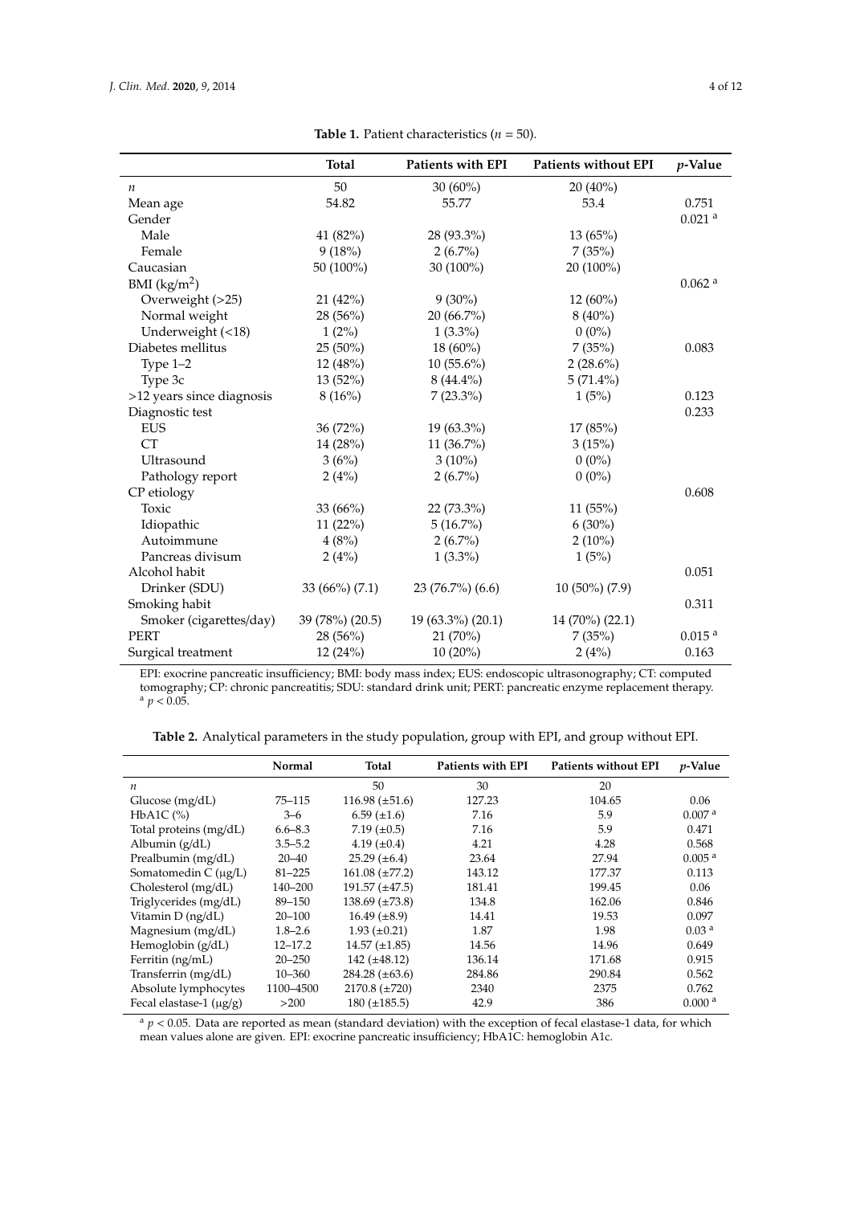**Table 1.** Patient characteristics ($n = 50$).

| | Total | Patients with EPI | Patients without EPI | $p$-Value |
|---|---|---|---|---|
| $n$ | 50 | 30 (60%) | 20 (40%) | |
| Mean age | 54.82 | 55.77 | 53.4 | 0.751 |
| Gender | | | | 0.021 [a] |
| Male | 41 (82%) | 28 (93.3%) | 13 (65%) | |
| Female | 9 (18%) | 2 (6.7%) | 7 (35%) | |
| Caucasian | 50 (100%) | 30 (100%) | 20 (100%) | |
| BMI (kg/m$^2$) | | | | 0.062 [a] |
| Overweight (>25) | 21 (42%) | 9 (30%) | 12 (60%) | |
| Normal weight | 28 (56%) | 20 (66.7%) | 8 (40%) | |
| Underweight (<18) | 1 (2%) | 1 (3.3%) | 0 (0%) | |
| Diabetes mellitus | 25 (50%) | 18 (60%) | 7 (35%) | 0.083 |
| Type 1–2 | 12 (48%) | 10 (55.6%) | 2 (28.6%) | |
| Type 3c | 13 (52%) | 8 (44.4%) | 5 (71.4%) | |
| >12 years since diagnosis | 8 (16%) | 7 (23.3%) | 1 (5%) | 0.123 |
| Diagnostic test | | | | 0.233 |
| EUS | 36 (72%) | 19 (63.3%) | 17 (85%) | |
| CT | 14 (28%) | 11 (36.7%) | 3 (15%) | |
| Ultrasound | 3 (6%) | 3 (10%) | 0 (0%) | |
| Pathology report | 2 (4%) | 2 (6.7%) | 0 (0%) | |
| CP etiology | | | | 0.608 |
| Toxic | 33 (66%) | 22 (73.3%) | 11 (55%) | |
| Idiopathic | 11 (22%) | 5 (16.7%) | 6 (30%) | |
| Autoimmune | 4 (8%) | 2 (6.7%) | 2 (10%) | |
| Pancreas divisum | 2 (4%) | 1 (3.3%) | 1 (5%) | |
| Alcohol habit | | | | 0.051 |
| Drinker (SDU) | 33 (66%) (7.1) | 23 (76.7%) (6.6) | 10 (50%) (7.9) | |
| Smoking habit | | | | 0.311 |
| Smoker (cigarettes/day) | 39 (78%) (20.5) | 19 (63.3%) (20.1) | 14 (70%) (22.1) | |
| PERT | 28 (56%) | 21 (70%) | 7 (35%) | 0.015 [a] |
| Surgical treatment | 12 (24%) | 10 (20%) | 2 (4%) | 0.163 |

EPI: exocrine pancreatic insufficiency; BMI: body mass index; EUS: endoscopic ultrasonography; CT: computed tomography; CP: chronic pancreatitis; SDU: standard drink unit; PERT: pancreatic enzyme replacement therapy. [a] $p < 0.05$.

**Table 2.** Analytical parameters in the study population, group with EPI, and group without EPI.

| | Normal | Total | Patients with EPI | Patients without EPI | $p$-Value |
|---|---|---|---|---|---|
| $n$ | | 50 | 30 | 20 | |
| Glucose (mg/dL) | 75–115 | 116.98 (±51.6) | 127.23 | 104.65 | 0.06 |
| HbA1C (%) | 3–6 | 6.59 (±1.6) | 7.16 | 5.9 | 0.007 [a] |
| Total proteins (mg/dL) | 6.6–8.3 | 7.19 (±0.5) | 7.16 | 5.9 | 0.471 |
| Albumin (g/dL) | 3.5–5.2 | 4.19 (±0.4) | 4.21 | 4.28 | 0.568 |
| Prealbumin (mg/dL) | 20–40 | 25.29 (±6.4) | 23.64 | 27.94 | 0.005 [a] |
| Somatomedin C (μg/L) | 81–225 | 161.08 (±77.2) | 143.12 | 177.37 | 0.113 |
| Cholesterol (mg/dL) | 140–200 | 191.57 (±47.5) | 181.41 | 199.45 | 0.06 |
| Triglycerides (mg/dL) | 89–150 | 138.69 (±73.8) | 134.8 | 162.06 | 0.846 |
| Vitamin D (ng/dL) | 20–100 | 16.49 (±8.9) | 14.41 | 19.53 | 0.097 |
| Magnesium (mg/dL) | 1.8–2.6 | 1.93 (±0.21) | 1.87 | 1.98 | 0.03 [a] |
| Hemoglobin (g/dL) | 12–17.2 | 14.57 (±1.85) | 14.56 | 14.96 | 0.649 |
| Ferritin (ng/mL) | 20–250 | 142 (±48.12) | 136.14 | 171.68 | 0.915 |
| Transferrin (mg/dL) | 10–360 | 284.28 (±63.6) | 284.86 | 290.84 | 0.562 |
| Absolute lymphocytes | 1100–4500 | 2170.8 (±720) | 2340 | 2375 | 0.762 |
| Fecal elastase-1 (μg/g) | >200 | 180 (±185.5) | 42.9 | 386 | 0.000 [a] |

[a] $p < 0.05$. Data are reported as mean (standard deviation) with the exception of fecal elastase-1 data, for which mean values alone are given. EPI: exocrine pancreatic insufficiency; HbA1C: hemoglobin A1c.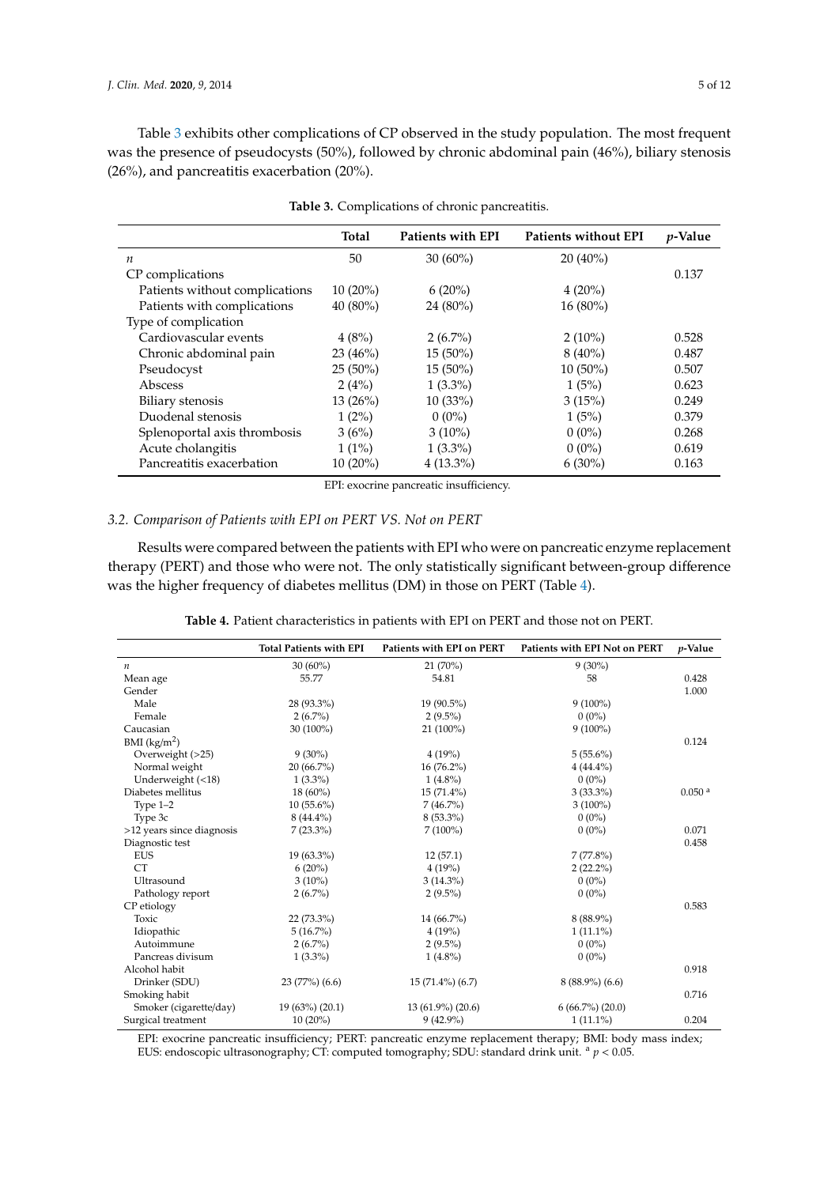Table 3 exhibits other complications of CP observed in the study population. The most frequent was the presence of pseudocysts (50%), followed by chronic abdominal pain (46%), biliary stenosis (26%), and pancreatitis exacerbation (20%).

**Table 3.** Complications of chronic pancreatitis.

| | Total | Patients with EPI | Patients without EPI | $p$-Value |
|---|---|---|---|---|
| $n$ | 50 | 30 (60%) | 20 (40%) | |
| CP complications | | | | 0.137 |
| Patients without complications | 10 (20%) | 6 (20%) | 4 (20%) | |
| Patients with complications | 40 (80%) | 24 (80%) | 16 (80%) | |
| Type of complication | | | | |
| Cardiovascular events | 4 (8%) | 2 (6.7%) | 2 (10%) | 0.528 |
| Chronic abdominal pain | 23 (46%) | 15 (50%) | 8 (40%) | 0.487 |
| Pseudocyst | 25 (50%) | 15 (50%) | 10 (50%) | 0.507 |
| Abscess | 2 (4%) | 1 (3.3%) | 1 (5%) | 0.623 |
| Biliary stenosis | 13 (26%) | 10 (33%) | 3 (15%) | 0.249 |
| Duodenal stenosis | 1 (2%) | 0 (0%) | 1 (5%) | 0.379 |
| Splenoportal axis thrombosis | 3 (6%) | 3 (10%) | 0 (0%) | 0.268 |
| Acute cholangitis | 1 (1%) | 1 (3.3%) | 0 (0%) | 0.619 |
| Pancreatitis exacerbation | 10 (20%) | 4 (13.3%) | 6 (30%) | 0.163 |

EPI: exocrine pancreatic insufficiency.

### 3.2. Comparison of Patients with EPI on PERT VS. Not on PERT

Results were compared between the patients with EPI who were on pancreatic enzyme replacement therapy (PERT) and those who were not. The only statistically significant between-group difference was the higher frequency of diabetes mellitus (DM) in those on PERT (Table 4).

**Table 4.** Patient characteristics in patients with EPI on PERT and those not on PERT.

| | Total Patients with EPI | Patients with EPI on PERT | Patients with EPI Not on PERT | $p$-Value |
|---|---|---|---|---|
| $n$ | 30 (60%) | 21 (70%) | 9 (30%) | |
| Mean age | 55.77 | 54.81 | 58 | 0.428 |
| Gender | | | | 1.000 |
| Male | 28 (93.3%) | 19 (90.5%) | 9 (100%) | |
| Female | 2 (6.7%) | 2 (9.5%) | 0 (0%) | |
| Caucasian | 30 (100%) | 21 (100%) | 9 (100%) | |
| BMI (kg/m$^2$) | | | | 0.124 |
| Overweight (>25) | 9 (30%) | 4 (19%) | 5 (55.6%) | |
| Normal weight | 20 (66.7%) | 16 (76.2%) | 4 (44.4%) | |
| Underweight (<18) | 1 (3.3%) | 1 (4.8%) | 0 (0%) | |
| Diabetes mellitus | 18 (60%) | 15 (71.4%) | 3 (33.3%) | 0.050 [a] |
| Type 1–2 | 10 (55.6%) | 7 (46.7%) | 3 (100%) | |
| Type 3c | 8 (44.4%) | 8 (53.3%) | 0 (0%) | |
| >12 years since diagnosis | 7 (23.3%) | 7 (100%) | 0 (0%) | 0.071 |
| Diagnostic test | | | | 0.458 |
| EUS | 19 (63.3%) | 12 (57.1) | 7 (77.8%) | |
| CT | 6 (20%) | 4 (19%) | 2 (22.2%) | |
| Ultrasound | 3 (10%) | 3 (14.3%) | 0 (0%) | |
| Pathology report | 2 (6.7%) | 2 (9.5%) | 0 (0%) | |
| CP etiology | | | | 0.583 |
| Toxic | 22 (73.3%) | 14 (66.7%) | 8 (88.9%) | |
| Idiopathic | 5 (16.7%) | 4 (19%) | 1 (11.1%) | |
| Autoimmune | 2 (6.7%) | 2 (9.5%) | 0 (0%) | |
| Pancreas divisum | 1 (3.3%) | 1 (4.8%) | 0 (0%) | |
| Alcohol habit | | | | 0.918 |
| Drinker (SDU) | 23 (77%) (6.6) | 15 (71.4%) (6.7) | 8 (88.9%) (6.6) | |
| Smoking habit | | | | 0.716 |
| Smoker (cigarette/day) | 19 (63%) (20.1) | 13 (61.9%) (20.6) | 6 (66.7%) (20.0) | |
| Surgical treatment | 10 (20%) | 9 (42.9%) | 1 (11.1%) | 0.204 |

EPI: exocrine pancreatic insufficiency; PERT: pancreatic enzyme replacement therapy; BMI: body mass index; EUS: endoscopic ultrasonography; CT: computed tomography; SDU: standard drink unit. [a] $p < 0.05$.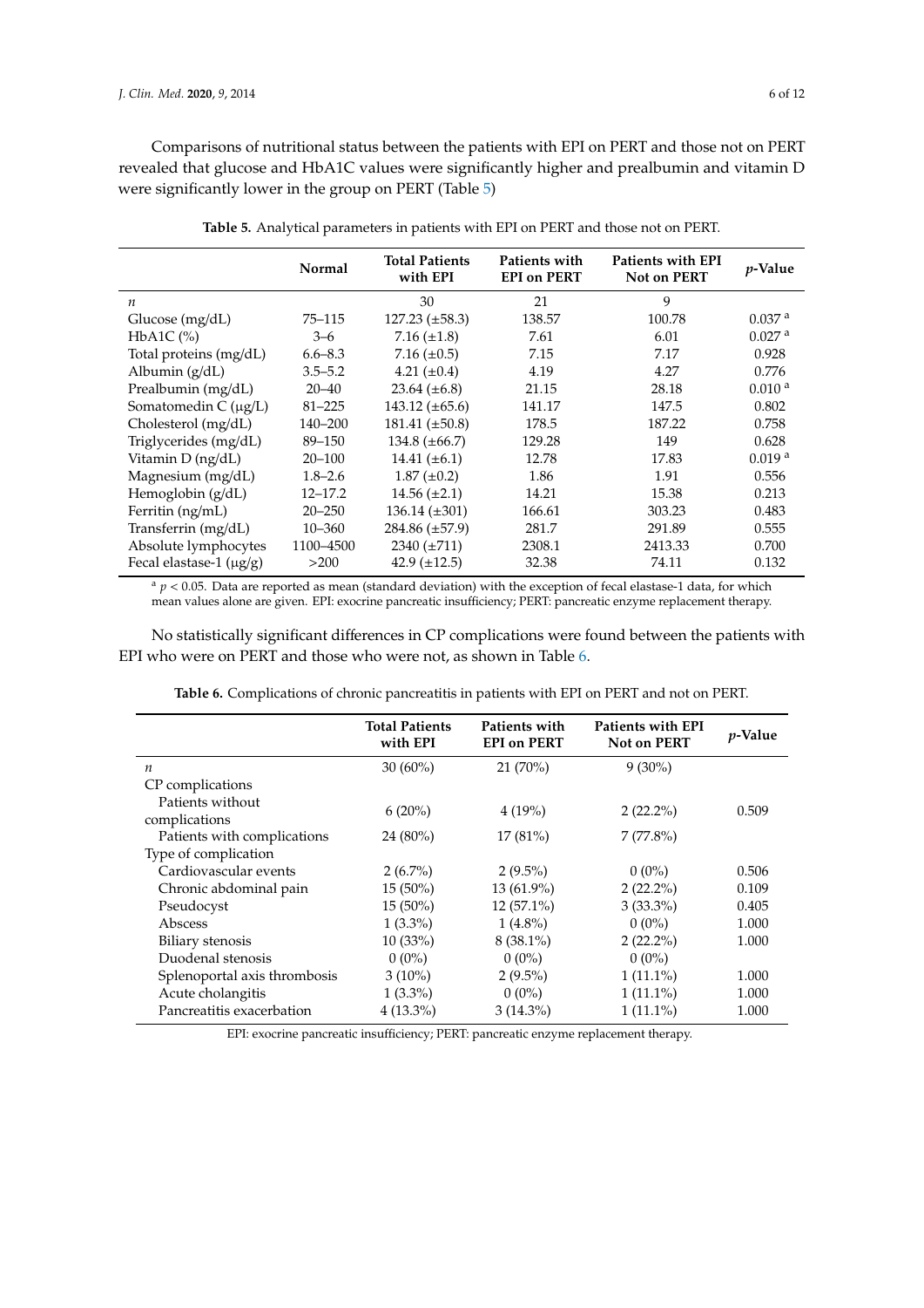Comparisons of nutritional status between the patients with EPI on PERT and those not on PERT revealed that glucose and HbA1C values were significantly higher and prealbumin and vitamin D were significantly lower in the group on PERT (Table 5)

**Table 5.** Analytical parameters in patients with EPI on PERT and those not on PERT.

| | Normal | Total Patients with EPI | Patients with EPI on PERT | Patients with EPI Not on PERT | *p*-Value |
|---|---|---|---|---|---|
| *n* | | 30 | 21 | 9 | |
| Glucose (mg/dL) | 75–115 | 127.23 (±58.3) | 138.57 | 100.78 | 0.037 [a] |
| HbA1C (%) | 3–6 | 7.16 (±1.8) | 7.61 | 6.01 | 0.027 [a] |
| Total proteins (mg/dL) | 6.6–8.3 | 7.16 (±0.5) | 7.15 | 7.17 | 0.928 |
| Albumin (g/dL) | 3.5–5.2 | 4.21 (±0.4) | 4.19 | 4.27 | 0.776 |
| Prealbumin (mg/dL) | 20–40 | 23.64 (±6.8) | 21.15 | 28.18 | 0.010 [a] |
| Somatomedin C (μg/L) | 81–225 | 143.12 (±65.6) | 141.17 | 147.5 | 0.802 |
| Cholesterol (mg/dL) | 140–200 | 181.41 (±50.8) | 178.5 | 187.22 | 0.758 |
| Triglycerides (mg/dL) | 89–150 | 134.8 (±66.7) | 129.28 | 149 | 0.628 |
| Vitamin D (ng/dL) | 20–100 | 14.41 (±6.1) | 12.78 | 17.83 | 0.019 [a] |
| Magnesium (mg/dL) | 1.8–2.6 | 1.87 (±0.2) | 1.86 | 1.91 | 0.556 |
| Hemoglobin (g/dL) | 12–17.2 | 14.56 (±2.1) | 14.21 | 15.38 | 0.213 |
| Ferritin (ng/mL) | 20–250 | 136.14 (±301) | 166.61 | 303.23 | 0.483 |
| Transferrin (mg/dL) | 10–360 | 284.86 (±57.9) | 281.7 | 291.89 | 0.555 |
| Absolute lymphocytes | 1100–4500 | 2340 (±711) | 2308.1 | 2413.33 | 0.700 |
| Fecal elastase-1 (μg/g) | >200 | 42.9 (±12.5) | 32.38 | 74.11 | 0.132 |

[a] $p < 0.05$. Data are reported as mean (standard deviation) with the exception of fecal elastase-1 data, for which mean values alone are given. EPI: exocrine pancreatic insufficiency; PERT: pancreatic enzyme replacement therapy.

No statistically significant differences in CP complications were found between the patients with EPI who were on PERT and those who were not, as shown in Table 6.

**Table 6.** Complications of chronic pancreatitis in patients with EPI on PERT and not on PERT.

| | Total Patients with EPI | Patients with EPI on PERT | Patients with EPI Not on PERT | *p*-Value |
|---|---|---|---|---|
| *n* | 30 (60%) | 21 (70%) | 9 (30%) | |
| CP complications | | | | |
| Patients without complications | 6 (20%) | 4 (19%) | 2 (22.2%) | 0.509 |
| Patients with complications | 24 (80%) | 17 (81%) | 7 (77.8%) | |
| Type of complication | | | | |
| Cardiovascular events | 2 (6.7%) | 2 (9.5%) | 0 (0%) | 0.506 |
| Chronic abdominal pain | 15 (50%) | 13 (61.9%) | 2 (22.2%) | 0.109 |
| Pseudocyst | 15 (50%) | 12 (57.1%) | 3 (33.3%) | 0.405 |
| Abscess | 1 (3.3%) | 1 (4.8%) | 0 (0%) | 1.000 |
| Biliary stenosis | 10 (33%) | 8 (38.1%) | 2 (22.2%) | 1.000 |
| Duodenal stenosis | 0 (0%) | 0 (0%) | 0 (0%) | |
| Splenoportal axis thrombosis | 3 (10%) | 2 (9.5%) | 1 (11.1%) | 1.000 |
| Acute cholangitis | 1 (3.3%) | 0 (0%) | 1 (11.1%) | 1.000 |
| Pancreatitis exacerbation | 4 (13.3%) | 3 (14.3%) | 1 (11.1%) | 1.000 |

EPI: exocrine pancreatic insufficiency; PERT: pancreatic enzyme replacement therapy.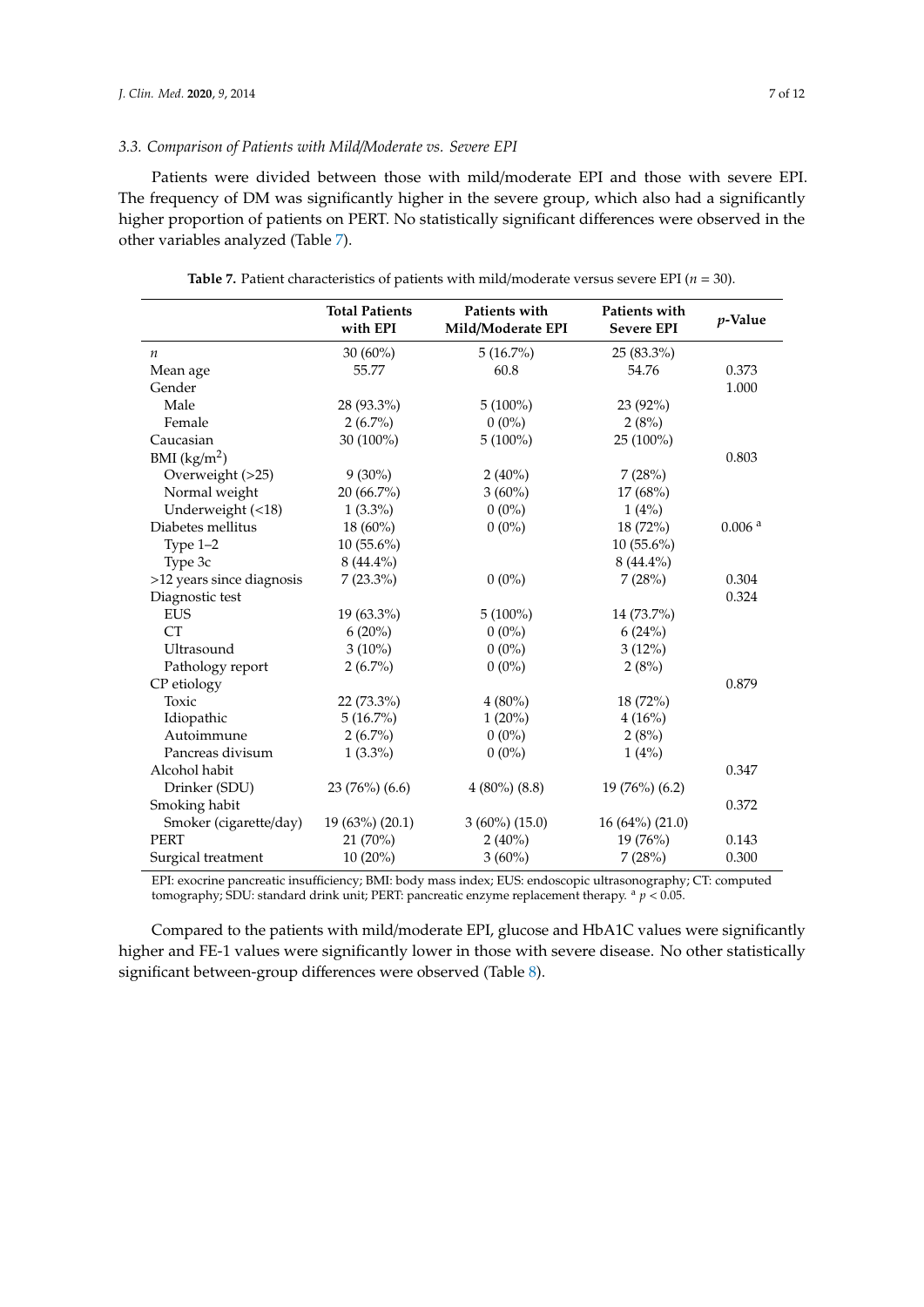### 3.3. Comparison of Patients with Mild/Moderate vs. Severe EPI

Patients were divided between those with mild/moderate EPI and those with severe EPI. The frequency of DM was significantly higher in the severe group, which also had a significantly higher proportion of patients on PERT. No statistically significant differences were observed in the other variables analyzed (Table 7).

**Table 7.** Patient characteristics of patients with mild/moderate versus severe EPI ($n$ = 30).

| | Total Patients with EPI | Patients with Mild/Moderate EPI | Patients with Severe EPI | $p$-Value |
|---|---|---|---|---|
| $n$ | 30 (60%) | 5 (16.7%) | 25 (83.3%) | |
| Mean age | 55.77 | 60.8 | 54.76 | 0.373 |
| Gender | | | | 1.000 |
| Male | 28 (93.3%) | 5 (100%) | 23 (92%) | |
| Female | 2 (6.7%) | 0 (0%) | 2 (8%) | |
| Caucasian | 30 (100%) | 5 (100%) | 25 (100%) | |
| BMI (kg/m$^2$) | | | | 0.803 |
| Overweight (>25) | 9 (30%) | 2 (40%) | 7 (28%) | |
| Normal weight | 20 (66.7%) | 3 (60%) | 17 (68%) | |
| Underweight (<18) | 1 (3.3%) | 0 (0%) | 1 (4%) | |
| Diabetes mellitus | 18 (60%) | 0 (0%) | 18 (72%) | 0.006 [a] |
| Type 1–2 | 10 (55.6%) | | 10 (55.6%) | |
| Type 3c | 8 (44.4%) | | 8 (44.4%) | |
| >12 years since diagnosis | 7 (23.3%) | 0 (0%) | 7 (28%) | 0.304 |
| Diagnostic test | | | | 0.324 |
| EUS | 19 (63.3%) | 5 (100%) | 14 (73.7%) | |
| CT | 6 (20%) | 0 (0%) | 6 (24%) | |
| Ultrasound | 3 (10%) | 0 (0%) | 3 (12%) | |
| Pathology report | 2 (6.7%) | 0 (0%) | 2 (8%) | |
| CP etiology | | | | 0.879 |
| Toxic | 22 (73.3%) | 4 (80%) | 18 (72%) | |
| Idiopathic | 5 (16.7%) | 1 (20%) | 4 (16%) | |
| Autoimmune | 2 (6.7%) | 0 (0%) | 2 (8%) | |
| Pancreas divisum | 1 (3.3%) | 0 (0%) | 1 (4%) | |
| Alcohol habit | | | | 0.347 |
| Drinker (SDU) | 23 (76%) (6.6) | 4 (80%) (8.8) | 19 (76%) (6.2) | |
| Smoking habit | | | | 0.372 |
| Smoker (cigarette/day) | 19 (63%) (20.1) | 3 (60%) (15.0) | 16 (64%) (21.0) | |
| PERT | 21 (70%) | 2 (40%) | 19 (76%) | 0.143 |
| Surgical treatment | 10 (20%) | 3 (60%) | 7 (28%) | 0.300 |

EPI: exocrine pancreatic insufficiency; BMI: body mass index; EUS: endoscopic ultrasonography; CT: computed tomography; SDU: standard drink unit; PERT: pancreatic enzyme replacement therapy. [a] $p < 0.05$.

Compared to the patients with mild/moderate EPI, glucose and HbA1C values were significantly higher and FE-1 values were significantly lower in those with severe disease. No other statistically significant between-group differences were observed (Table 8).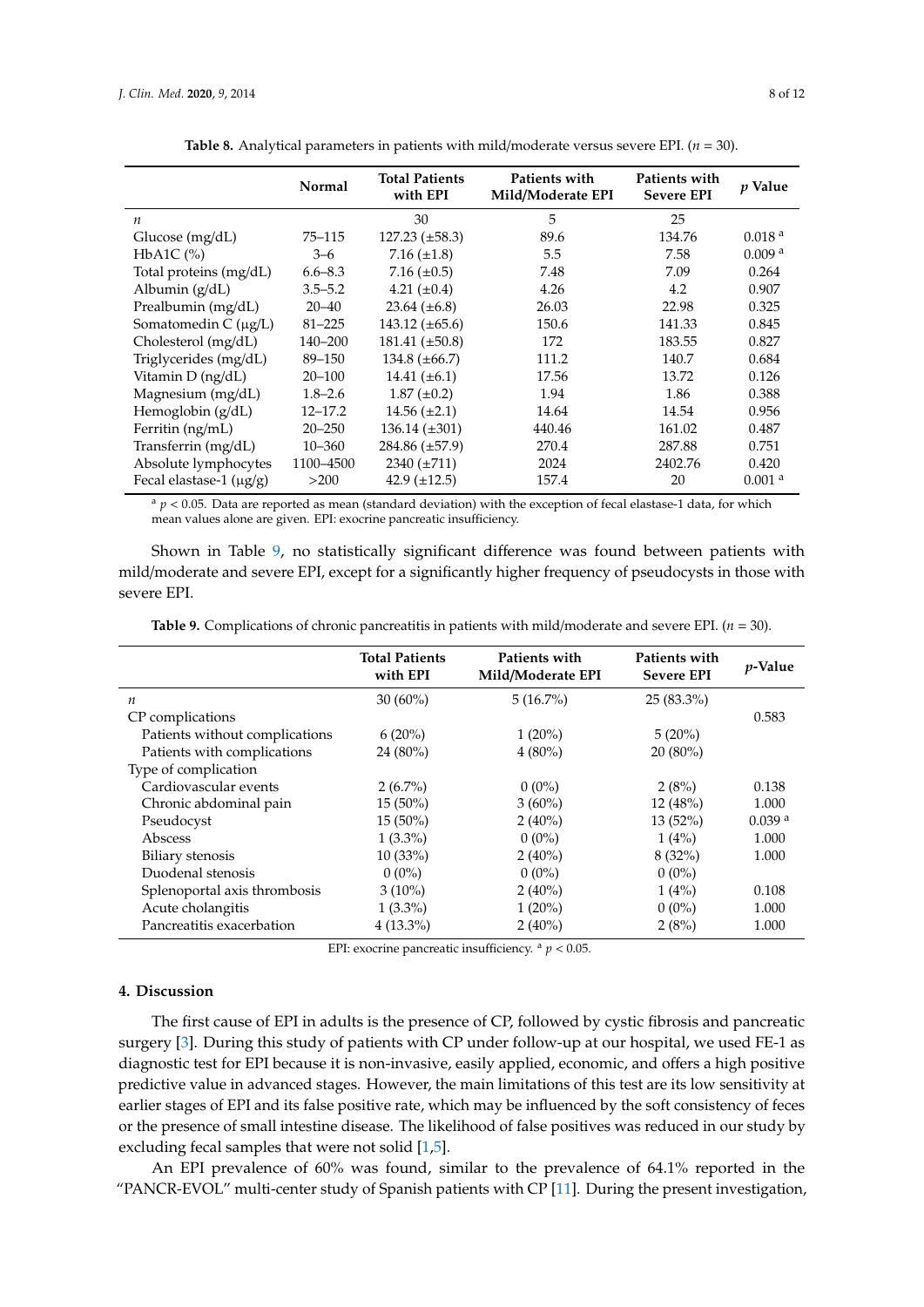**Table 8.** Analytical parameters in patients with mild/moderate versus severe EPI. ($n$ = 30).

| | Normal | Total Patients with EPI | Patients with Mild/Moderate EPI | Patients with Severe EPI | $p$ Value |
|---|---|---|---|---|---|
| $n$ | | 30 | 5 | 25 | |
| Glucose (mg/dL) | 75–115 | 127.23 (±58.3) | 89.6 | 134.76 | 0.018 [a] |
| HbA1C (%) | 3–6 | 7.16 (±1.8) | 5.5 | 7.58 | 0.009 [a] |
| Total proteins (mg/dL) | 6.6–8.3 | 7.16 (±0.5) | 7.48 | 7.09 | 0.264 |
| Albumin (g/dL) | 3.5–5.2 | 4.21 (±0.4) | 4.26 | 4.2 | 0.907 |
| Prealbumin (mg/dL) | 20–40 | 23.64 (±6.8) | 26.03 | 22.98 | 0.325 |
| Somatomedin C (μg/L) | 81–225 | 143.12 (±65.6) | 150.6 | 141.33 | 0.845 |
| Cholesterol (mg/dL) | 140–200 | 181.41 (±50.8) | 172 | 183.55 | 0.827 |
| Triglycerides (mg/dL) | 89–150 | 134.8 (±66.7) | 111.2 | 140.7 | 0.684 |
| Vitamin D (ng/dL) | 20–100 | 14.41 (±6.1) | 17.56 | 13.72 | 0.126 |
| Magnesium (mg/dL) | 1.8–2.6 | 1.87 (±0.2) | 1.94 | 1.86 | 0.388 |
| Hemoglobin (g/dL) | 12–17.2 | 14.56 (±2.1) | 14.64 | 14.54 | 0.956 |
| Ferritin (ng/mL) | 20–250 | 136.14 (±301) | 440.46 | 161.02 | 0.487 |
| Transferrin (mg/dL) | 10–360 | 284.86 (±57.9) | 270.4 | 287.88 | 0.751 |
| Absolute lymphocytes | 1100–4500 | 2340 (±711) | 2024 | 2402.76 | 0.420 |
| Fecal elastase-1 (μg/g) | >200 | 42.9 (±12.5) | 157.4 | 20 | 0.001 [a] |

[a] $p < 0.05$. Data are reported as mean (standard deviation) with the exception of fecal elastase-1 data, for which mean values alone are given. EPI: exocrine pancreatic insufficiency.

Shown in Table 9, no statistically significant difference was found between patients with mild/moderate and severe EPI, except for a significantly higher frequency of pseudocysts in those with severe EPI.

**Table 9.** Complications of chronic pancreatitis in patients with mild/moderate and severe EPI. ($n$ = 30).

| | Total Patients with EPI | Patients with Mild/Moderate EPI | Patients with Severe EPI | $p$-Value |
|---|---|---|---|---|
| $n$ | 30 (60%) | 5 (16.7%) | 25 (83.3%) | |
| CP complications | | | | 0.583 |
| Patients without complications | 6 (20%) | 1 (20%) | 5 (20%) | |
| Patients with complications | 24 (80%) | 4 (80%) | 20 (80%) | |
| Type of complication | | | | |
| Cardiovascular events | 2 (6.7%) | 0 (0%) | 2 (8%) | 0.138 |
| Chronic abdominal pain | 15 (50%) | 3 (60%) | 12 (48%) | 1.000 |
| Pseudocyst | 15 (50%) | 2 (40%) | 13 (52%) | 0.039 [a] |
| Abscess | 1 (3.3%) | 0 (0%) | 1 (4%) | 1.000 |
| Biliary stenosis | 10 (33%) | 2 (40%) | 8 (32%) | 1.000 |
| Duodenal stenosis | 0 (0%) | 0 (0%) | 0 (0%) | |
| Splenoportal axis thrombosis | 3 (10%) | 2 (40%) | 1 (4%) | 0.108 |
| Acute cholangitis | 1 (3.3%) | 1 (20%) | 0 (0%) | 1.000 |
| Pancreatitis exacerbation | 4 (13.3%) | 2 (40%) | 2 (8%) | 1.000 |

EPI: exocrine pancreatic insufficiency. [a] $p < 0.05$.

## 4. Discussion

The first cause of EPI in adults is the presence of CP, followed by cystic fibrosis and pancreatic surgery [3]. During this study of patients with CP under follow-up at our hospital, we used FE-1 as diagnostic test for EPI because it is non-invasive, easily applied, economic, and offers a high positive predictive value in advanced stages. However, the main limitations of this test are its low sensitivity at earlier stages of EPI and its false positive rate, which may be influenced by the soft consistency of feces or the presence of small intestine disease. The likelihood of false positives was reduced in our study by excluding fecal samples that were not solid [1,5].

An EPI prevalence of 60% was found, similar to the prevalence of 64.1% reported in the "PANCR-EVOL" multi-center study of Spanish patients with CP [11]. During the present investigation,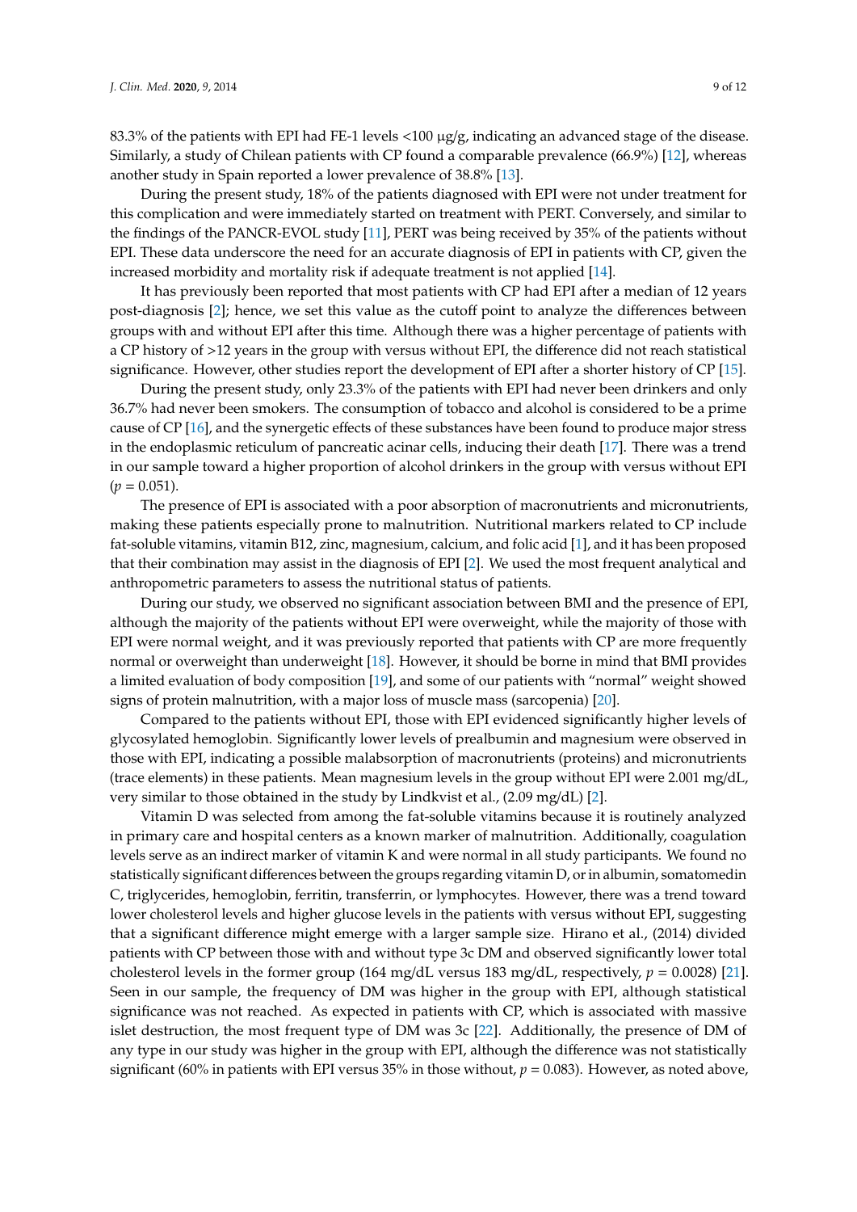83.3% of the patients with EPI had FE-1 levels <100 μg/g, indicating an advanced stage of the disease. Similarly, a study of Chilean patients with CP found a comparable prevalence (66.9%) [12], whereas another study in Spain reported a lower prevalence of 38.8% [13].

During the present study, 18% of the patients diagnosed with EPI were not under treatment for this complication and were immediately started on treatment with PERT. Conversely, and similar to the findings of the PANCR-EVOL study [11], PERT was being received by 35% of the patients without EPI. These data underscore the need for an accurate diagnosis of EPI in patients with CP, given the increased morbidity and mortality risk if adequate treatment is not applied [14].

It has previously been reported that most patients with CP had EPI after a median of 12 years post-diagnosis [2]; hence, we set this value as the cutoff point to analyze the differences between groups with and without EPI after this time. Although there was a higher percentage of patients with a CP history of >12 years in the group with versus without EPI, the difference did not reach statistical significance. However, other studies report the development of EPI after a shorter history of CP [15].

During the present study, only 23.3% of the patients with EPI had never been drinkers and only 36.7% had never been smokers. The consumption of tobacco and alcohol is considered to be a prime cause of CP [16], and the synergetic effects of these substances have been found to produce major stress in the endoplasmic reticulum of pancreatic acinar cells, inducing their death [17]. There was a trend in our sample toward a higher proportion of alcohol drinkers in the group with versus without EPI ($p = 0.051$).

The presence of EPI is associated with a poor absorption of macronutrients and micronutrients, making these patients especially prone to malnutrition. Nutritional markers related to CP include fat-soluble vitamins, vitamin B12, zinc, magnesium, calcium, and folic acid [1], and it has been proposed that their combination may assist in the diagnosis of EPI [2]. We used the most frequent analytical and anthropometric parameters to assess the nutritional status of patients.

During our study, we observed no significant association between BMI and the presence of EPI, although the majority of the patients without EPI were overweight, while the majority of those with EPI were normal weight, and it was previously reported that patients with CP are more frequently normal or overweight than underweight [18]. However, it should be borne in mind that BMI provides a limited evaluation of body composition [19], and some of our patients with "normal" weight showed signs of protein malnutrition, with a major loss of muscle mass (sarcopenia) [20].

Compared to the patients without EPI, those with EPI evidenced significantly higher levels of glycosylated hemoglobin. Significantly lower levels of prealbumin and magnesium were observed in those with EPI, indicating a possible malabsorption of macronutrients (proteins) and micronutrients (trace elements) in these patients. Mean magnesium levels in the group without EPI were 2.001 mg/dL, very similar to those obtained in the study by Lindkvist et al., (2.09 mg/dL) [2].

Vitamin D was selected from among the fat-soluble vitamins because it is routinely analyzed in primary care and hospital centers as a known marker of malnutrition. Additionally, coagulation levels serve as an indirect marker of vitamin K and were normal in all study participants. We found no statistically significant differences between the groups regarding vitamin D, or in albumin, somatomedin C, triglycerides, hemoglobin, ferritin, transferrin, or lymphocytes. However, there was a trend toward lower cholesterol levels and higher glucose levels in the patients with versus without EPI, suggesting that a significant difference might emerge with a larger sample size. Hirano et al., (2014) divided patients with CP between those with and without type 3c DM and observed significantly lower total cholesterol levels in the former group (164 mg/dL versus 183 mg/dL, respectively, $p = 0.0028$) [21]. Seen in our sample, the frequency of DM was higher in the group with EPI, although statistical significance was not reached. As expected in patients with CP, which is associated with massive islet destruction, the most frequent type of DM was 3c [22]. Additionally, the presence of DM of any type in our study was higher in the group with EPI, although the difference was not statistically significant (60% in patients with EPI versus 35% in those without, $p = 0.083$). However, as noted above,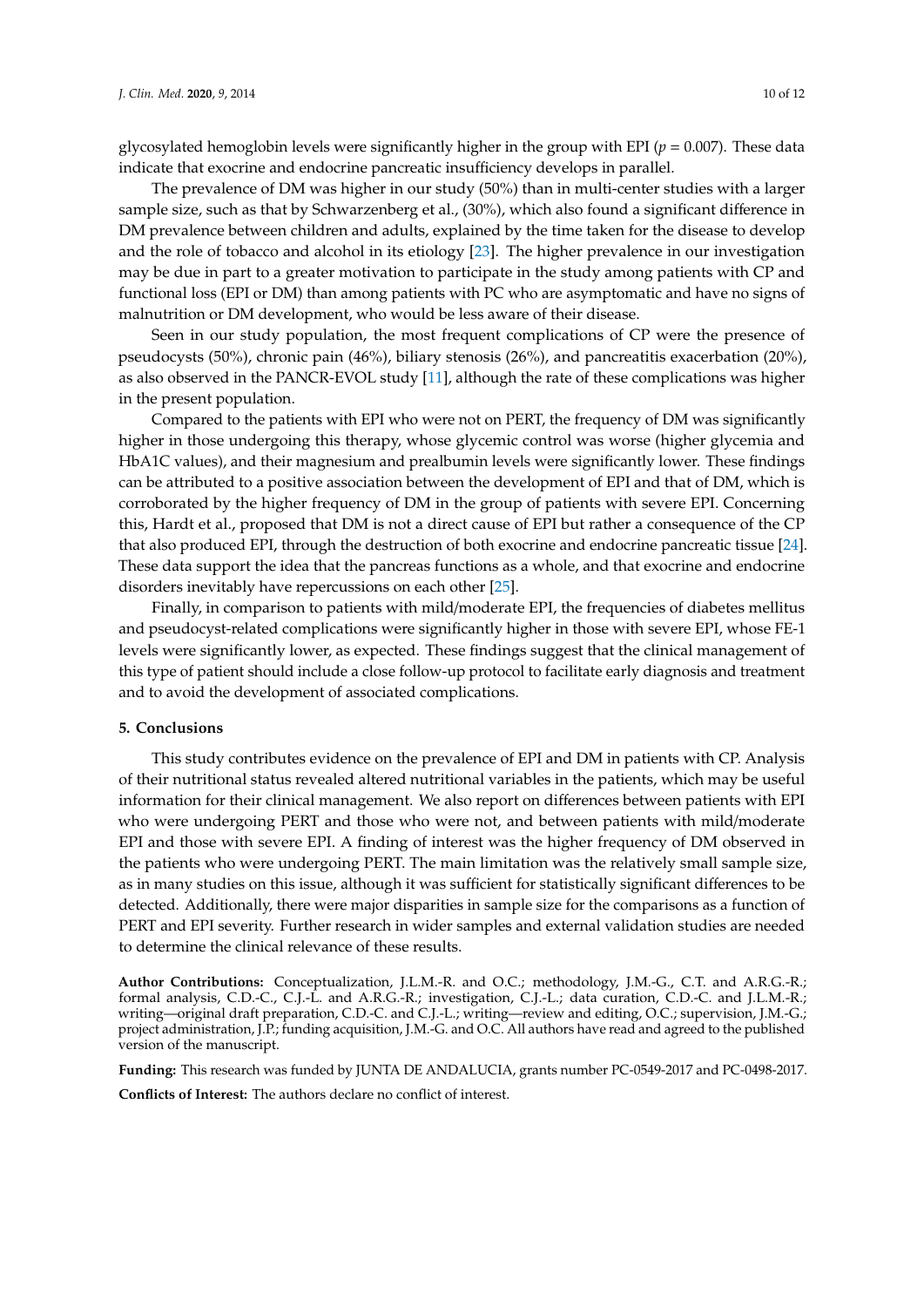glycosylated hemoglobin levels were significantly higher in the group with EPI ($p = 0.007$). These data indicate that exocrine and endocrine pancreatic insufficiency develops in parallel.

The prevalence of DM was higher in our study (50%) than in multi-center studies with a larger sample size, such as that by Schwarzenberg et al., (30%), which also found a significant difference in DM prevalence between children and adults, explained by the time taken for the disease to develop and the role of tobacco and alcohol in its etiology [23]. The higher prevalence in our investigation may be due in part to a greater motivation to participate in the study among patients with CP and functional loss (EPI or DM) than among patients with PC who are asymptomatic and have no signs of malnutrition or DM development, who would be less aware of their disease.

Seen in our study population, the most frequent complications of CP were the presence of pseudocysts (50%), chronic pain (46%), biliary stenosis (26%), and pancreatitis exacerbation (20%), as also observed in the PANCR-EVOL study [11], although the rate of these complications was higher in the present population.

Compared to the patients with EPI who were not on PERT, the frequency of DM was significantly higher in those undergoing this therapy, whose glycemic control was worse (higher glycemia and HbA1C values), and their magnesium and prealbumin levels were significantly lower. These findings can be attributed to a positive association between the development of EPI and that of DM, which is corroborated by the higher frequency of DM in the group of patients with severe EPI. Concerning this, Hardt et al., proposed that DM is not a direct cause of EPI but rather a consequence of the CP that also produced EPI, through the destruction of both exocrine and endocrine pancreatic tissue [24]. These data support the idea that the pancreas functions as a whole, and that exocrine and endocrine disorders inevitably have repercussions on each other [25].

Finally, in comparison to patients with mild/moderate EPI, the frequencies of diabetes mellitus and pseudocyst-related complications were significantly higher in those with severe EPI, whose FE-1 levels were significantly lower, as expected. These findings suggest that the clinical management of this type of patient should include a close follow-up protocol to facilitate early diagnosis and treatment and to avoid the development of associated complications.

## 5. Conclusions

This study contributes evidence on the prevalence of EPI and DM in patients with CP. Analysis of their nutritional status revealed altered nutritional variables in the patients, which may be useful information for their clinical management. We also report on differences between patients with EPI who were undergoing PERT and those who were not, and between patients with mild/moderate EPI and those with severe EPI. A finding of interest was the higher frequency of DM observed in the patients who were undergoing PERT. The main limitation was the relatively small sample size, as in many studies on this issue, although it was sufficient for statistically significant differences to be detected. Additionally, there were major disparities in sample size for the comparisons as a function of PERT and EPI severity. Further research in wider samples and external validation studies are needed to determine the clinical relevance of these results.

**Author Contributions:** Conceptualization, J.L.M.-R. and O.C.; methodology, J.M.-G., C.T. and A.R.G.-R.; formal analysis, C.D.-C., C.J.-L. and A.R.G.-R.; investigation, C.J.-L.; data curation, C.D.-C. and J.L.M.-R.; writing—original draft preparation, C.D.-C. and C.J.-L.; writing—review and editing, O.C.; supervision, J.M.-G.; project administration, J.P.; funding acquisition, J.M.-G. and O.C. All authors have read and agreed to the published version of the manuscript.

**Funding:** This research was funded by JUNTA DE ANDALUCIA, grants number PC-0549-2017 and PC-0498-2017.

**Conflicts of Interest:** The authors declare no conflict of interest.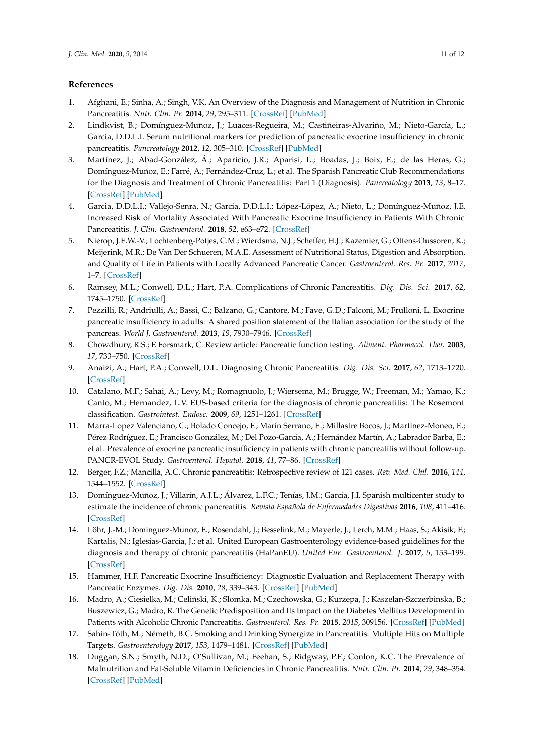## References

1. Afghani, E.; Sinha, A.; Singh, V.K. An Overview of the Diagnosis and Management of Nutrition in Chronic Pancreatitis. *Nutr. Clin. Pr.* **2014**, *29*, 295–311. [CrossRef] [PubMed]
2. Lindkvist, B.; Domínguez-Muñoz, J.; Luaces-Regueira, M.; Castiñeiras-Alvariño, M.; Nieto-García, L.; Garcia, D.D.L.I. Serum nutritional markers for prediction of pancreatic exocrine insufficiency in chronic pancreatitis. *Pancreatology* **2012**, *12*, 305–310. [CrossRef] [PubMed]
3. Martínez, J.; Abad-González, Á.; Aparicio, J.R.; Aparisi, L.; Boadas, J.; Boix, E.; de las Heras, G.; Domínguez-Muñoz, E.; Farré, A.; Fernández-Cruz, L.; et al. The Spanish Pancreatic Club Recommendations for the Diagnosis and Treatment of Chronic Pancreatitis: Part 1 (Diagnosis). *Pancreatology* **2013**, *13*, 8–17. [CrossRef] [PubMed]
4. Garcia, D.D.L.I.; Vallejo-Senra, N.; Garcia, D.D.L.I.; López-López, A.; Nieto, L.; Domínguez-Muñoz, J.E. Increased Risk of Mortality Associated With Pancreatic Exocrine Insufficiency in Patients With Chronic Pancreatitis. *J. Clin. Gastroenterol.* **2018**, *52*, e63–e72. [CrossRef]
5. Nierop, J.E.W.-V.; Lochtenberg-Potjes, C.M.; Wierdsma, N.J.; Scheffer, H.J.; Kazemier, G.; Ottens-Oussoren, K.; Meijerink, M.R.; De Van Der Schueren, M.A.E. Assessment of Nutritional Status, Digestion and Absorption, and Quality of Life in Patients with Locally Advanced Pancreatic Cancer. *Gastroenterol. Res. Pr.* **2017**, *2017*, 1–7. [CrossRef]
6. Ramsey, M.L.; Conwell, D.L.; Hart, P.A. Complications of Chronic Pancreatitis. *Dig. Dis. Sci.* **2017**, *62*, 1745–1750. [CrossRef]
7. Pezzilli, R.; Andriulli, A.; Bassi, C.; Balzano, G.; Cantore, M.; Fave, G.D.; Falconi, M.; Frulloni, L. Exocrine pancreatic insufficiency in adults: A shared position statement of the Italian association for the study of the pancreas. *World J. Gastroenterol.* **2013**, *19*, 7930–7946. [CrossRef]
8. Chowdhury, R.S.; E Forsmark, C. Review article: Pancreatic function testing. *Aliment. Pharmacol. Ther.* **2003**, *17*, 733–750. [CrossRef]
9. Anaizi, A.; Hart, P.A.; Conwell, D.L. Diagnosing Chronic Pancreatitis. *Dig. Dis. Sci.* **2017**, *62*, 1713–1720. [CrossRef]
10. Catalano, M.F.; Sahai, A.; Levy, M.; Romagnuolo, J.; Wiersema, M.; Brugge, W.; Freeman, M.; Yamao, K.; Canto, M.; Hernandez, L.V. EUS-based criteria for the diagnosis of chronic pancreatitis: The Rosemont classification. *Gastrointest. Endosc.* **2009**, *69*, 1251–1261. [CrossRef]
11. Marra-Lopez Valenciano, C.; Bolado Concejo, F.; Marín Serrano, E.; Millastre Bocos, J.; Martínez-Moneo, E.; Pérez Rodríguez, E.; Francisco González, M.; Del Pozo-García, A.; Hernández Martín, A.; Labrador Barba, E.; et al. Prevalence of exocrine pancreatic insufficiency in patients with chronic pancreatitis without follow-up. PANCR-EVOL Study. *Gastroenterol. Hepatol.* **2018**, *41*, 77–86. [CrossRef]
12. Berger, F.Z.; Mancilla, A.C. Chronic pancreatitis: Retrospective review of 121 cases. *Rev. Med. Chil.* **2016**, *144*, 1544–1552. [CrossRef]
13. Domínguez-Muñoz, J.; Villarín, A.J.L.; Álvarez, L.F.C.; Tenías, J.M.; García, J.I. Spanish multicenter study to estimate the incidence of chronic pancreatitis. *Revista Española de Enfermedades Digestivas* **2016**, *108*, 411–416. [CrossRef]
14. Löhr, J.-M.; Dominguez-Munoz, E.; Rosendahl, J.; Besselink, M.; Mayerle, J.; Lerch, M.M.; Haas, S.; Akisik, F.; Kartalis, N.; Iglesias-Garcia, J.; et al. United European Gastroenterology evidence-based guidelines for the diagnosis and therapy of chronic pancreatitis (HaPanEU). *United Eur. Gastroenterol. J.* **2017**, *5*, 153–199. [CrossRef]
15. Hammer, H.F. Pancreatic Exocrine Insufficiency: Diagnostic Evaluation and Replacement Therapy with Pancreatic Enzymes. *Dig. Dis.* **2010**, *28*, 339–343. [CrossRef] [PubMed]
16. Madro, A.; Ciesielka, M.; Celiński, K.; Slomka, M.; Czechowska, G.; Kurzepa, J.; Kaszelan-Szczerbinska, B.; Buszewicz, G.; Madro, R. The Genetic Predisposition and Its Impact on the Diabetes Mellitus Development in Patients with Alcoholic Chronic Pancreatitis. *Gastroenterol. Res. Pr.* **2015**, *2015*, 309156. [CrossRef] [PubMed]
17. Sahin-Tóth, M.; Németh, B.C. Smoking and Drinking Synergize in Pancreatitis: Multiple Hits on Multiple Targets. *Gastroenterology* **2017**, *153*, 1479–1481. [CrossRef] [PubMed]
18. Duggan, S.N.; Smyth, N.D.; O'Sullivan, M.; Feehan, S.; Ridgway, P.F.; Conlon, K.C. The Prevalence of Malnutrition and Fat-Soluble Vitamin Deficiencies in Chronic Pancreatitis. *Nutr. Clin. Pr.* **2014**, *29*, 348–354. [CrossRef] [PubMed]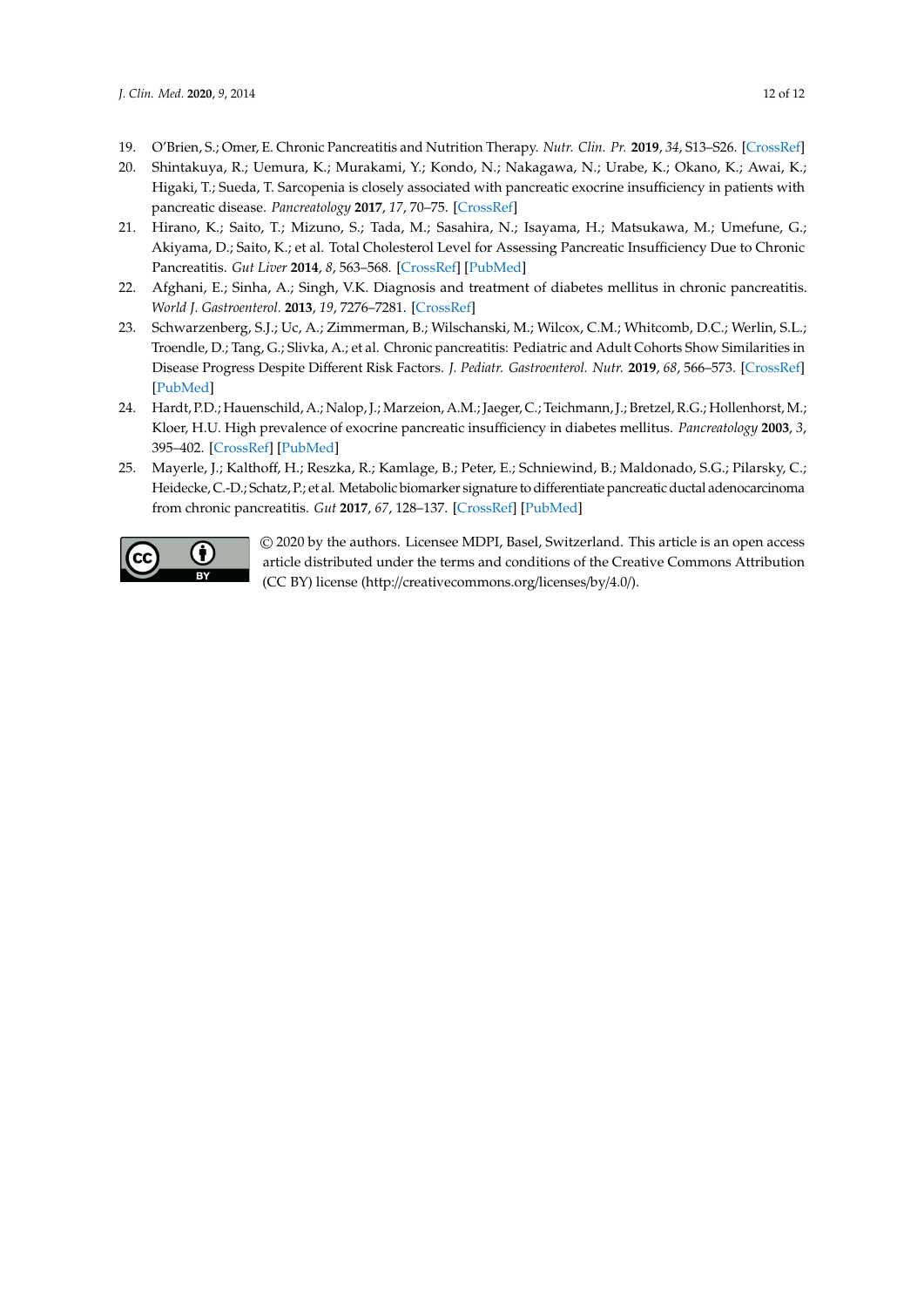19. O'Brien, S.; Omer, E. Chronic Pancreatitis and Nutrition Therapy. *Nutr. Clin. Pr.* **2019**, *34*, S13–S26. [CrossRef]
20. Shintakuya, R.; Uemura, K.; Murakami, Y.; Kondo, N.; Nakagawa, N.; Urabe, K.; Okano, K.; Awai, K.; Higaki, T.; Sueda, T. Sarcopenia is closely associated with pancreatic exocrine insufficiency in patients with pancreatic disease. *Pancreatology* **2017**, *17*, 70–75. [CrossRef]
21. Hirano, K.; Saito, T.; Mizuno, S.; Tada, M.; Sasahira, N.; Isayama, H.; Matsukawa, M.; Umefune, G.; Akiyama, D.; Saito, K.; et al. Total Cholesterol Level for Assessing Pancreatic Insufficiency Due to Chronic Pancreatitis. *Gut Liver* **2014**, *8*, 563–568. [CrossRef] [PubMed]
22. Afghani, E.; Sinha, A.; Singh, V.K. Diagnosis and treatment of diabetes mellitus in chronic pancreatitis. *World J. Gastroenterol.* **2013**, *19*, 7276–7281. [CrossRef]
23. Schwarzenberg, S.J.; Uc, A.; Zimmerman, B.; Wilschanski, M.; Wilcox, C.M.; Whitcomb, D.C.; Werlin, S.L.; Troendle, D.; Tang, G.; Slivka, A.; et al. Chronic pancreatitis: Pediatric and Adult Cohorts Show Similarities in Disease Progress Despite Different Risk Factors. *J. Pediatr. Gastroenterol. Nutr.* **2019**, *68*, 566–573. [CrossRef] [PubMed]
24. Hardt, P.D.; Hauenschild, A.; Nalop, J.; Marzeion, A.M.; Jaeger, C.; Teichmann, J.; Bretzel, R.G.; Hollenhorst, M.; Kloer, H.U. High prevalence of exocrine pancreatic insufficiency in diabetes mellitus. *Pancreatology* **2003**, *3*, 395–402. [CrossRef] [PubMed]
25. Mayerle, J.; Kalthoff, H.; Reszka, R.; Kamlage, B.; Peter, E.; Schniewind, B.; Maldonado, S.G.; Pilarsky, C.; Heidecke, C.-D.; Schatz, P.; et al. Metabolic biomarker signature to differentiate pancreatic ductal adenocarcinoma from chronic pancreatitis. *Gut* **2017**, *67*, 128–137. [CrossRef] [PubMed]

© 2020 by the authors. Licensee MDPI, Basel, Switzerland. This article is an open access article distributed under the terms and conditions of the Creative Commons Attribution (CC BY) license (http://creativecommons.org/licenses/by/4.0/).